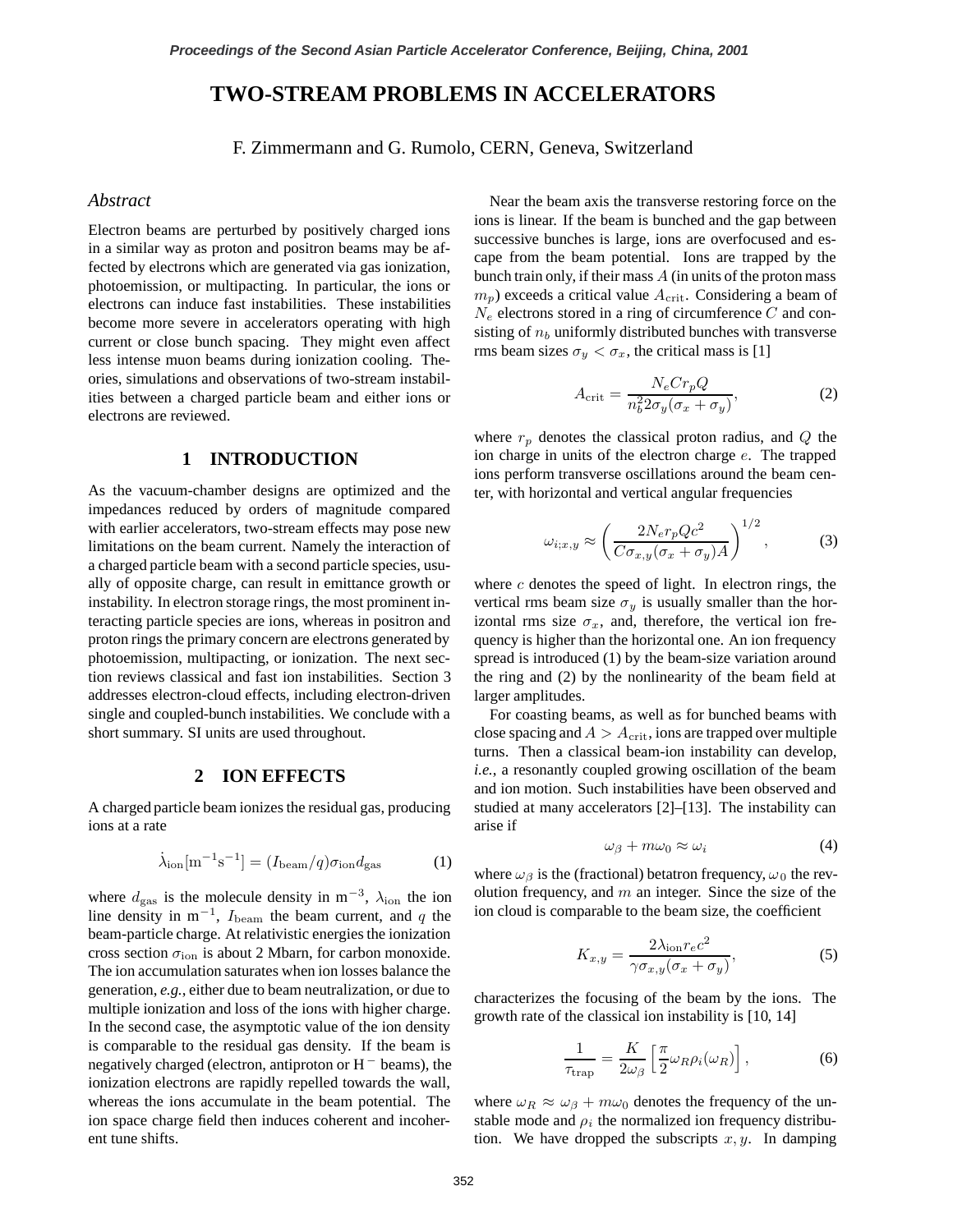# TWO-STREAM PROBLEMS IN ACCELERATORS

F. Zimmermann and G. Rumolo, CERN, Geneva, Switzerland

## *Abstract*

Electron beams are perturbed by positively charged ions in a similar way as proton and positron beams may be affected by electrons which are generated via gas ionization, photoemission, or multipacting. In particular, the ions or electrons can induce fast instabilities. These instabilities become more severe in accelerators operating with high current or close bunch spacing. They might even affect less intense muon beams during ionization cooling. Theories, simulations and observations of two-stream instabilities between a charged particle beam and either ions or electrons are reviewed.

## 1 INTRODUCTION

As the vacuum-chamber designs are optimized and the impedances reduced by orders of magnitude compared with earlier accelerators, two-stream effects may pose new limitations on the beam current. Namely the interaction of a charged particle beam with a second particle species, usually of opposite charge, can result in emittance growth or instability. In electron storage rings, the most prominent interacting particle species are ions, whereas in positron and proton rings the primary concern are electrons generated by photoemission, multipacting, or ionization. The next section reviews classical and fast ion instabilities. Section 3 addresses electron-cloud effects, including electron-driven single and coupled-bunch instabilities. We conclude with a short summary. SI units are used throughout.

## 2 ION EFFECTS

A charged particle beam ionizes the residual gas, producing ions at a rate

$$\dot{\lambda}_{\rm ion}[{\rm m}^{-1}{\rm s}^{-1}] = (I_{\rm beam}/q)\sigma_{\rm ion} d_{\rm gas} \tag{1}$$

where $d_{\rm gas}$ is the molecule density in ${\rm m}^{-3}$, $\lambda_{\rm ion}$ the ion line density in ${\rm m}^{-1}$, $I_{\rm beam}$ the beam current, and $q$ the beam-particle charge. At relativistic energies the ionization cross section $\sigma_{\rm ion}$ is about 2 Mbarn, for carbon monoxide. The ion accumulation saturates when ion losses balance the generation, *e.g.*, either due to beam neutralization, or due to multiple ionization and loss of the ions with higher charge. In the second case, the asymptotic value of the ion density is comparable to the residual gas density. If the beam is negatively charged (electron, antiproton or $H^-$ beams), the ionization electrons are rapidly repelled towards the wall, whereas the ions accumulate in the beam potential. The ion space charge field then induces coherent and incoherent tune shifts.

Near the beam axis the transverse restoring force on the ions is linear. If the beam is bunched and the gap between successive bunches is large, ions are overfocused and escape from the beam potential. Ions are trapped by the bunch train only, if their mass $A$ (in units of the proton mass $m_p$) exceeds a critical value $A_{\rm crit}$. Considering a beam of $N_e$ electrons stored in a ring of circumference $C$ and consisting of $n_b$ uniformly distributed bunches with transverse rms beam sizes $\sigma_y < \sigma_x$, the critical mass is [1]

$$A_{\rm crit} = \frac{N_e C r_p Q}{n_b^2 2\sigma_y(\sigma_x + \sigma_y)}, \tag{2}$$

where $r_p$ denotes the classical proton radius, and $Q$ the ion charge in units of the electron charge $e$. The trapped ions perform transverse oscillations around the beam center, with horizontal and vertical angular frequencies

$$\omega_{i;x,y} \approx \left( \frac{2N_e r_p Q c^2}{C\sigma_{x,y}(\sigma_x + \sigma_y)A} \right)^{1/2}, \tag{3}$$

where $c$ denotes the speed of light. In electron rings, the vertical rms beam size $\sigma_y$ is usually smaller than the horizontal rms size $\sigma_x$, and, therefore, the vertical ion frequency is higher than the horizontal one. An ion frequency spread is introduced (1) by the beam-size variation around the ring and (2) by the nonlinearity of the beam field at larger amplitudes.

For coasting beams, as well as for bunched beams with close spacing and $A > A_{\rm crit}$, ions are trapped over multiple turns. Then a classical beam-ion instability can develop, *i.e.*, a resonantly coupled growing oscillation of the beam and ion motion. Such instabilities have been observed and studied at many accelerators [2]–[13]. The instability can arise if

$$\omega_\beta + m\omega_0 \approx \omega_i \tag{4}$$

where $\omega_\beta$ is the (fractional) betatron frequency, $\omega_0$ the revolution frequency, and $m$ an integer. Since the size of the ion cloud is comparable to the beam size, the coefficient

$$K_{x,y} = \frac{2\lambda_{\rm ion} r_e c^2}{\gamma \sigma_{x,y}(\sigma_x + \sigma_y)}, \tag{5}$$

characterizes the focusing of the beam by the ions. The growth rate of the classical ion instability is [10, 14]

$$\frac{1}{\tau_{\rm trap}} = \frac{K}{2\omega_\beta} \left[ \frac{\pi}{2} \omega_R \rho_i(\omega_R) \right], \tag{6}$$

where $\omega_R \approx \omega_\beta + m\omega_0$ denotes the frequency of the unstable mode and $\rho_i$ the normalized ion frequency distribution. We have dropped the subscripts $x, y$. In damping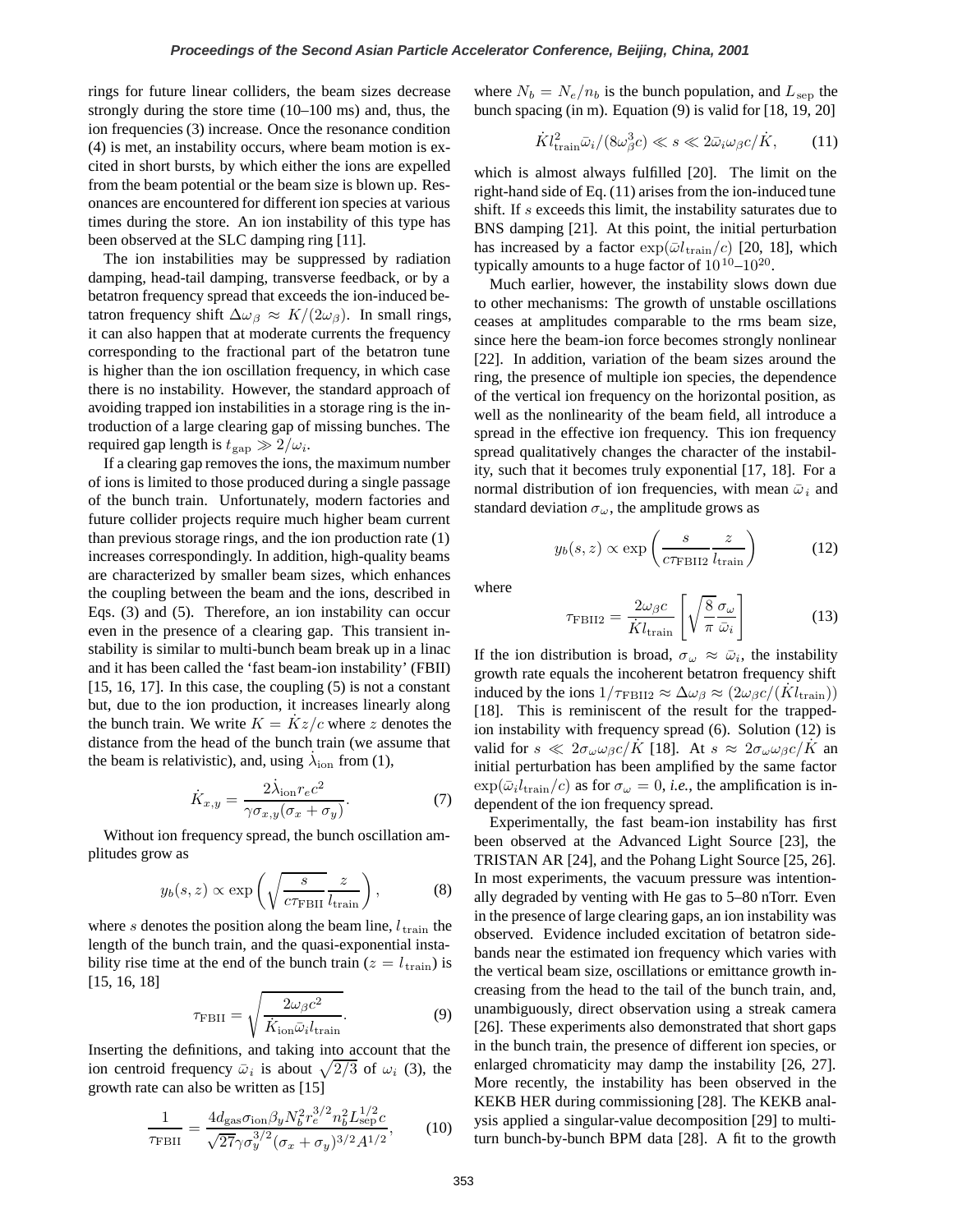rings for future linear colliders, the beam sizes decrease strongly during the store time (10–100 ms) and, thus, the ion frequencies (3) increase. Once the resonance condition (4) is met, an instability occurs, where beam motion is excited in short bursts, by which either the ions are expelled from the beam potential or the beam size is blown up. Resonances are encountered for different ion species at various times during the store. An ion instability of this type has been observed at the SLC damping ring [11].

The ion instabilities may be suppressed by radiation damping, head-tail damping, transverse feedback, or by a betatron frequency spread that exceeds the ion-induced betatron frequency shift $\Delta\omega_\beta \approx K/(2\omega_\beta)$. In small rings, it can also happen that at moderate currents the frequency corresponding to the fractional part of the betatron tune is higher than the ion oscillation frequency, in which case there is no instability. However, the standard approach of avoiding trapped ion instabilities in a storage ring is the introduction of a large clearing gap of missing bunches. The required gap length is $t_{\rm gap} \gg 2/\omega_i$.

If a clearing gap removes the ions, the maximum number of ions is limited to those produced during a single passage of the bunch train. Unfortunately, modern factories and future collider projects require much higher beam current than previous storage rings, and the ion production rate (1) increases correspondingly. In addition, high-quality beams are characterized by smaller beam sizes, which enhances the coupling between the beam and the ions, described in Eqs. (3) and (5). Therefore, an ion instability can occur even in the presence of a clearing gap. This transient instability is similar to multi-bunch beam break up in a linac and it has been called the 'fast beam-ion instability' (FBII) [15, 16, 17]. In this case, the coupling (5) is not a constant but, due to the ion production, it increases linearly along the bunch train. We write $K = \dot{K}z/c$ where $z$ denotes the distance from the head of the bunch train (we assume that the beam is relativistic), and, using $\dot{\lambda}_{\rm ion}$ from (1),

$$\dot{K}_{x,y} = \frac{2\dot{\lambda}_{\rm ion} r_e c^2}{\gamma\sigma_{x,y}(\sigma_x+\sigma_y)}. \tag{7}$$

Without ion frequency spread, the bunch oscillation amplitudes grow as

$$y_b(s,z) \propto \exp\left(\sqrt{\frac{s}{c\tau_{\rm FBII}}}\frac{z}{l_{\rm train}}\right), \tag{8}$$

where $s$ denotes the position along the beam line, $l_{\rm train}$ the length of the bunch train, and the quasi-exponential instability rise time at the end of the bunch train ($z = l_{\rm train}$) is [15, 16, 18]

$$\tau_{\rm FBII} = \sqrt{\frac{2\omega_\beta c^2}{\dot{K}_{\rm ion}\bar{\omega}_i l_{\rm train}}}. \tag{9}$$

Inserting the definitions, and taking into account that the ion centroid frequency $\bar{\omega}_i$ is about $\sqrt{2/3}$ of $\omega_i$ (3), the growth rate can also be written as [15]

$$\frac{1}{\tau_{\rm FBII}} = \frac{4d_{\rm gas}\sigma_{\rm ion}\beta_y N_b^2 r_e^{3/2} n_b^2 L_{\rm sep}^{1/2} c}{\sqrt{27}\gamma\sigma_y^{3/2}(\sigma_x+\sigma_y)^{3/2}A^{1/2}}, \tag{10}$$

where $N_b = N_e/n_b$ is the bunch population, and $L_{\rm sep}$ the bunch spacing (in m). Equation (9) is valid for [18, 19, 20]

$$\dot{K}l_{\rm train}^2\bar{\omega}_i/(8\omega_\beta^3 c) \ll s \ll 2\bar{\omega}_i\omega_\beta c/\dot{K}, \tag{11}$$

which is almost always fulfilled [20]. The limit on the right-hand side of Eq. (11) arises from the ion-induced tune shift. If $s$ exceeds this limit, the instability saturates due to BNS damping [21]. At this point, the initial perturbation has increased by a factor $\exp(\bar{\omega}l_{\rm train}/c)$ [20, 18], which typically amounts to a huge factor of $10^{10}$–$10^{20}$.

Much earlier, however, the instability slows down due to other mechanisms: The growth of unstable oscillations ceases at amplitudes comparable to the rms beam size, since here the beam-ion force becomes strongly nonlinear [22]. In addition, variation of the beam sizes around the ring, the presence of multiple ion species, the dependence of the vertical ion frequency on the horizontal position, as well as the nonlinearity of the beam field, all introduce a spread in the effective ion frequency. This ion frequency spread qualitatively changes the character of the instability, such that it becomes truly exponential [17, 18]. For a normal distribution of ion frequencies, with mean $\bar{\omega}_i$ and standard deviation $\sigma_\omega$, the amplitude grows as

$$y_b(s,z) \propto \exp\left(\frac{s}{c\tau_{\rm FBII2}}\frac{z}{l_{\rm train}}\right) \tag{12}$$

where

$$\tau_{\rm FBII2} = \frac{2\omega_\beta c}{\dot{K}l_{\rm train}}\left[\sqrt{\frac{8}{\pi}}\frac{\sigma_\omega}{\bar{\omega}_i}\right] \tag{13}$$

If the ion distribution is broad, $\sigma_\omega \approx \bar{\omega}_i$, the instability growth rate equals the incoherent betatron frequency shift induced by the ions $1/\tau_{\rm FBII2} \approx \Delta\omega_\beta \approx (2\omega_\beta c/(\dot{K}l_{\rm train}))$ [18]. This is reminiscent of the result for the trapped-ion instability with frequency spread (6). Solution (12) is valid for $s \ll 2\sigma_\omega\omega_\beta c/\dot{K}$ [18]. At $s \approx 2\sigma_\omega\omega_\beta c/\dot{K}$ an initial perturbation has been amplified by the same factor $\exp(\bar{\omega}_i l_{\rm train}/c)$ as for $\sigma_\omega = 0$, *i.e.*, the amplification is independent of the ion frequency spread.

Experimentally, the fast beam-ion instability has first been observed at the Advanced Light Source [23], the TRISTAN AR [24], and the Pohang Light Source [25, 26]. In most experiments, the vacuum pressure was intentionally degraded by venting with He gas to 5–80 nTorr. Even in the presence of large clearing gaps, an ion instability was observed. Evidence included excitation of betatron sidebands near the estimated ion frequency which varies with the vertical beam size, oscillations or emittance growth increasing from the head to the tail of the bunch train, and, unambiguously, direct observation using a streak camera [26]. These experiments also demonstrated that short gaps in the bunch train, the presence of different ion species, or enlarged chromaticity may damp the instability [26, 27]. More recently, the instability has been observed in the KEKB HER during commissioning [28]. The KEKB analysis applied a singular-value decomposition [29] to multi-turn bunch-by-bunch BPM data [28]. A fit to the growth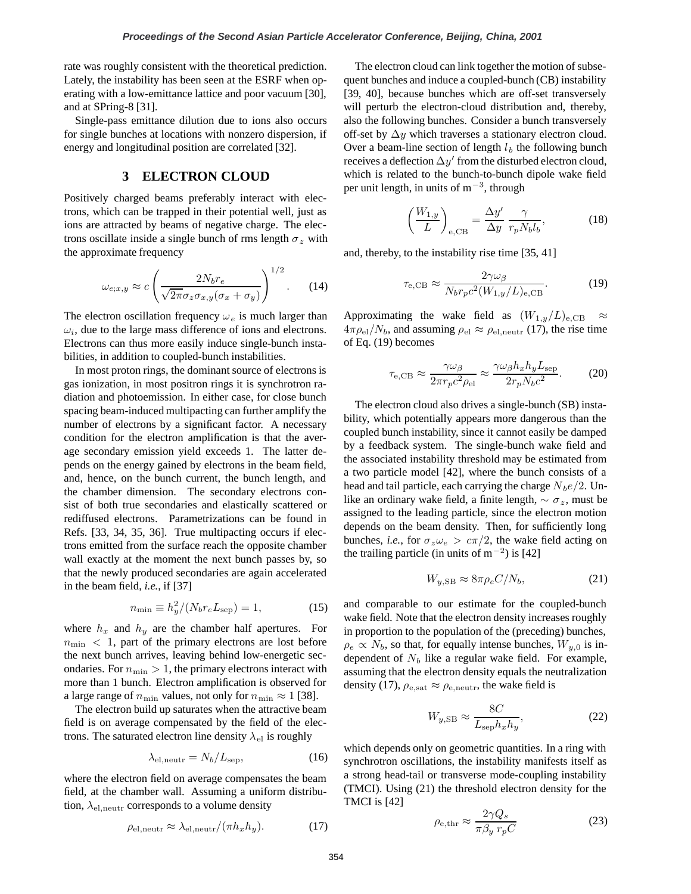rate was roughly consistent with the theoretical prediction. Lately, the instability has been seen at the ESRF when operating with a low-emittance lattice and poor vacuum [30], and at SPring-8 [31].

Single-pass emittance dilution due to ions also occurs for single bunches at locations with nonzero dispersion, if energy and longitudinal position are correlated [32].

## 3 ELECTRON CLOUD

Positively charged beams preferably interact with electrons, which can be trapped in their potential well, just as ions are attracted by beams of negative charge. The electrons oscillate inside a single bunch of rms length $\sigma_z$ with the approximate frequency

$$\omega_{e;x,y} \approx c \left( \frac{2N_b r_e}{\sqrt{2\pi}\sigma_z \sigma_{x,y}(\sigma_x + \sigma_y)} \right)^{1/2}. \quad (14)$$

The electron oscillation frequency $\omega_e$ is much larger than $\omega_i$, due to the large mass difference of ions and electrons. Electrons can thus more easily induce single-bunch instabilities, in addition to coupled-bunch instabilities.

In most proton rings, the dominant source of electrons is gas ionization, in most positron rings it is synchrotron radiation and photoemission. In either case, for close bunch spacing beam-induced multipacting can further amplify the number of electrons by a significant factor. A necessary condition for the electron amplification is that the average secondary emission yield exceeds 1. The latter depends on the energy gained by electrons in the beam field, and, hence, on the bunch current, the bunch length, and the chamber dimension. The secondary electrons consist of both true secondaries and elastically scattered or rediffused electrons. Parametrizations can be found in Refs. [33, 34, 35, 36]. True multipacting occurs if electrons emitted from the surface reach the opposite chamber wall exactly at the moment the next bunch passes by, so that the newly produced secondaries are again accelerated in the beam field, *i.e.*, if [37]

$$n_{\min} \equiv h_y^2/(N_b r_e L_{\rm sep}) = 1, \quad (15)$$

where $h_x$ and $h_y$ are the chamber half apertures. For $n_{\min} < 1$, part of the primary electrons are lost before the next bunch arrives, leaving behind low-energetic secondaries. For $n_{\min} > 1$, the primary electrons interact with more than 1 bunch. Electron amplification is observed for a large range of $n_{\min}$ values, not only for $n_{\min} \approx 1$ [38].

The electron build up saturates when the attractive beam field is on average compensated by the field of the electrons. The saturated electron line density $\lambda_{\rm el}$ is roughly

$$\lambda_{\rm el,neutr} = N_b/L_{\rm sep}, \quad (16)$$

where the electron field on average compensates the beam field, at the chamber wall. Assuming a uniform distribution, $\lambda_{\rm el,neutr}$ corresponds to a volume density

$$\rho_{\rm el,neutr} \approx \lambda_{\rm el,neutr}/(\pi h_x h_y). \quad (17)$$

The electron cloud can link together the motion of subsequent bunches and induce a coupled-bunch (CB) instability [39, 40], because bunches which are off-set transversely will perturb the electron-cloud distribution and, thereby, also the following bunches. Consider a bunch transversely off-set by $\Delta y$ which traverses a stationary electron cloud. Over a beam-line section of length $l_b$ the following bunch receives a deflection $\Delta y'$ from the disturbed electron cloud, which is related to the bunch-to-bunch dipole wake field per unit length, in units of $\rm m^{-3}$, through

$$\left(\frac{W_{1,y}}{L}\right)_{\rm e,CB} = \frac{\Delta y'}{\Delta y}\,\frac{\gamma}{r_p N_b l_b}, \quad (18)$$

and, thereby, to the instability rise time [35, 41]

$$\tau_{\rm e,CB} \approx \frac{2\gamma\omega_\beta}{N_b r_p c^2 (W_{1,y}/L)_{\rm e,CB}}. \quad (19)$$

Approximating the wake field as $(W_{1,y}/L)_{\rm e,CB} \approx 4\pi\rho_{\rm el}/N_b$, and assuming $\rho_{\rm el} \approx \rho_{\rm el,neutr}$ (17), the rise time of Eq. (19) becomes

$$\tau_{\rm e,CB} \approx \frac{\gamma\omega_\beta}{2\pi r_p c^2 \rho_{\rm el}} \approx \frac{\gamma\omega_\beta h_x h_y L_{\rm sep}}{2 r_p N_b c^2}. \quad (20)$$

The electron cloud also drives a single-bunch (SB) instability, which potentially appears more dangerous than the coupled bunch instability, since it cannot easily be damped by a feedback system. The single-bunch wake field and the associated instability threshold may be estimated from a two particle model [42], where the bunch consists of a head and tail particle, each carrying the charge $N_b e/2$. Unlike an ordinary wake field, a finite length, $\sim \sigma_z$, must be assigned to the leading particle, since the electron motion depends on the beam density. Then, for sufficiently long bunches, *i.e.*, for $\sigma_z\omega_e > c\pi/2$, the wake field acting on the trailing particle (in units of $\rm m^{-2}$) is [42]

$$W_{y,\rm SB} \approx 8\pi\rho_e C/N_b, \quad (21)$$

and comparable to our estimate for the coupled-bunch wake field. Note that the electron density increases roughly in proportion to the population of the (preceding) bunches, $\rho_e \propto N_b$, so that, for equally intense bunches, $W_{y,0}$ is independent of $N_b$ like a regular wake field. For example, assuming that the electron density equals the neutralization density (17), $\rho_{\rm e,sat} \approx \rho_{\rm e,neutr}$, the wake field is

$$W_{y,\rm SB} \approx \frac{8C}{L_{\rm sep} h_x h_y}, \quad (22)$$

which depends only on geometric quantities. In a ring with synchrotron oscillations, the instability manifests itself as a strong head-tail or transverse mode-coupling instability (TMCI). Using (21) the threshold electron density for the TMCI is [42]

$$\rho_{\rm e,thr} \approx \frac{2\gamma Q_s}{\pi\beta_y\, r_p C} \quad (23)$$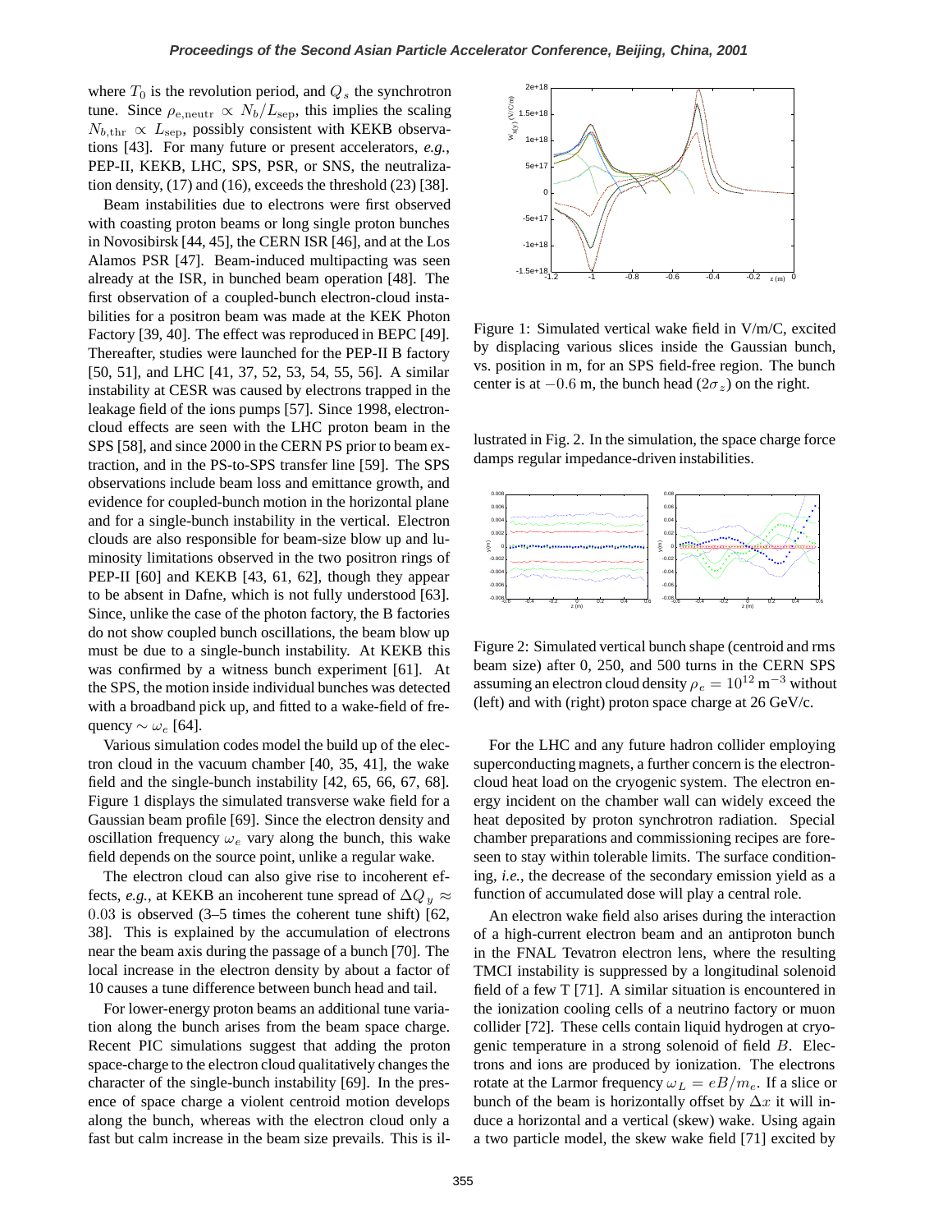where $T_0$ is the revolution period, and $Q_s$ the synchrotron tune. Since $\rho_{e,\mathrm{neutr}} \propto N_b/L_{\mathrm{sep}}$, this implies the scaling $N_{b,\mathrm{thr}} \propto L_{\mathrm{sep}}$, possibly consistent with KEKB observations [43]. For many future or present accelerators, *e.g.*, PEP-II, KEKB, LHC, SPS, PSR, or SNS, the neutralization density, (17) and (16), exceeds the threshold (23) [38].

Beam instabilities due to electrons were first observed with coasting proton beams or long single proton bunches in Novosibirsk [44, 45], the CERN ISR [46], and at the Los Alamos PSR [47]. Beam-induced multipacting was seen already at the ISR, in bunched beam operation [48]. The first observation of a coupled-bunch electron-cloud instabilities for a positron beam was made at the KEK Photon Factory [39, 40]. The effect was reproduced in BEPC [49]. Thereafter, studies were launched for the PEP-II B factory [50, 51], and LHC [41, 37, 52, 53, 54, 55, 56]. A similar instability at CESR was caused by electrons trapped in the leakage field of the ions pumps [57]. Since 1998, electron-cloud effects are seen with the LHC proton beam in the SPS [58], and since 2000 in the CERN PS prior to beam extraction, and in the PS-to-SPS transfer line [59]. The SPS observations include beam loss and emittance growth, and evidence for coupled-bunch motion in the horizontal plane and for a single-bunch instability in the vertical. Electron clouds are also responsible for beam-size blow up and luminosity limitations observed in the two positron rings of PEP-II [60] and KEKB [43, 61, 62], though they appear to be absent in Dafne, which is not fully understood [63]. Since, unlike the case of the photon factory, the B factories do not show coupled bunch oscillations, the beam blow up must be due to a single-bunch instability. At KEKB this was confirmed by a witness bunch experiment [61]. At the SPS, the motion inside individual bunches was detected with a broadband pick up, and fitted to a wake-field of frequency $\sim \omega_e$ [64].

Various simulation codes model the build up of the electron cloud in the vacuum chamber [40, 35, 41], the wake field and the single-bunch instability [42, 65, 66, 67, 68]. Figure 1 displays the simulated transverse wake field for a Gaussian beam profile [69]. Since the electron density and oscillation frequency $\omega_e$ vary along the bunch, this wake field depends on the source point, unlike a regular wake.

The electron cloud can also give rise to incoherent effects, *e.g.*, at KEKB an incoherent tune spread of $\Delta Q_y \approx 0.03$ is observed (3–5 times the coherent tune shift) [62, 38]. This is explained by the accumulation of electrons near the beam axis during the passage of a bunch [70]. The local increase in the electron density by about a factor of 10 causes a tune difference between bunch head and tail.

For lower-energy proton beams an additional tune variation along the bunch arises from the beam space charge. Recent PIC simulations suggest that adding the proton space-charge to the electron cloud qualitatively changes the character of the single-bunch instability [69]. In the presence of space charge a violent centroid motion develops along the bunch, whereas with the electron cloud only a fast but calm increase in the beam size prevails. This is illustrated in Fig. 2. In the simulation, the space charge force damps regular impedance-driven instabilities.

Figure 1: Simulated vertical wake field in V/m/C, excited by displacing various slices inside the Gaussian bunch, vs. position in m, for an SPS field-free region. The bunch center is at $-0.6$ m, the bunch head ($2\sigma_z$) on the right.

Figure 2: Simulated vertical bunch shape (centroid and rms beam size) after 0, 250, and 500 turns in the CERN SPS assuming an electron cloud density $\rho_e = 10^{12}\,\mathrm{m}^{-3}$ without (left) and with (right) proton space charge at 26 GeV/c.

For the LHC and any future hadron collider employing superconducting magnets, a further concern is the electron-cloud heat load on the cryogenic system. The electron energy incident on the chamber wall can widely exceed the heat deposited by proton synchrotron radiation. Special chamber preparations and commissioning recipes are foreseen to stay within tolerable limits. The surface conditioning, *i.e.*, the decrease of the secondary emission yield as a function of accumulated dose will play a central role.

An electron wake field also arises during the interaction of a high-current electron beam and an antiproton bunch in the FNAL Tevatron electron lens, where the resulting TMCI instability is suppressed by a longitudinal solenoid field of a few T [71]. A similar situation is encountered in the ionization cooling cells of a neutrino factory or muon collider [72]. These cells contain liquid hydrogen at cryogenic temperature in a strong solenoid of field $B$. Electrons and ions are produced by ionization. The electrons rotate at the Larmor frequency $\omega_L = eB/m_e$. If a slice or bunch of the beam is horizontally offset by $\Delta x$ it will induce a horizontal and a vertical (skew) wake. Using again a two particle model, the skew wake field [71] excited by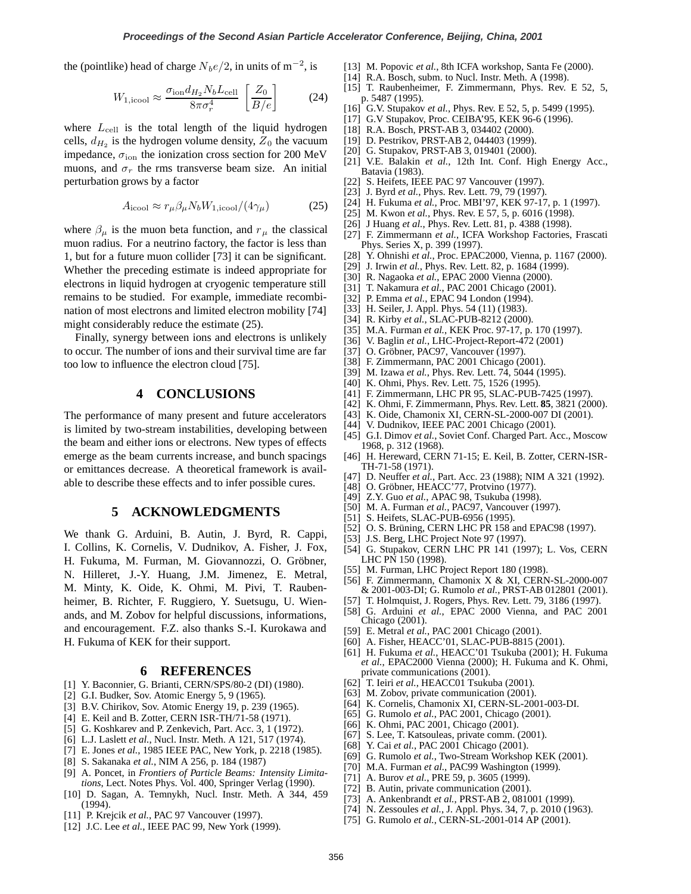the (pointlike) head of charge $N_b e/2$, in units of m$^{-2}$, is

$$W_{1,\mathrm{icool}} \approx \frac{\sigma_{\mathrm{ion}} d_{H_2} N_b L_{\mathrm{cell}}}{8\pi\sigma_r^4} \left[\frac{Z_0}{B/e}\right] \tag{24}$$

where $L_{\mathrm{cell}}$ is the total length of the liquid hydrogen cells, $d_{H_2}$ is the hydrogen volume density, $Z_0$ the vacuum impedance, $\sigma_{\mathrm{ion}}$ the ionization cross section for 200 MeV muons, and $\sigma_r$ the rms transverse beam size. An initial perturbation grows by a factor

$$A_{\mathrm{icool}} \approx r_\mu \beta_\mu N_b W_{1,\mathrm{icool}}/(4\gamma_\mu) \tag{25}$$

where $\beta_\mu$ is the muon beta function, and $r_\mu$ the classical muon radius. For a neutrino factory, the factor is less than 1, but for a future muon collider [73] it can be significant. Whether the preceding estimate is indeed appropriate for electrons in liquid hydrogen at cryogenic temperature still remains to be studied. For example, immediate recombination of most electrons and limited electron mobility [74] might considerably reduce the estimate (25).

Finally, synergy between ions and electrons is unlikely to occur. The number of ions and their survival time are far too low to influence the electron cloud [75].

## 4 CONCLUSIONS

The performance of many present and future accelerators is limited by two-stream instabilities, developing between the beam and either ions or electrons. New types of effects emerge as the beam currents increase, and bunch spacings or emittances decrease. A theoretical framework is available to describe these effects and to infer possible cures.

## 5 ACKNOWLEDGMENTS

We thank G. Arduini, B. Autin, J. Byrd, R. Cappi, I. Collins, K. Cornelis, V. Dudnikov, A. Fisher, J. Fox, H. Fukuma, M. Furman, M. Giovannozzi, O. Gröbner, N. Hilleret, J.-Y. Huang, J.M. Jimenez, E. Metral, M. Minty, K. Oide, K. Ohmi, M. Pivi, T. Raubenheimer, B. Richter, F. Ruggiero, Y. Suetsugu, U. Wienands, and M. Zobov for helpful discussions, informations, and encouragement. F.Z. also thanks S.-I. Kurokawa and H. Fukuma of KEK for their support.

## 6 REFERENCES

[1] Y. Baconnier, G. Brianti, CERN/SPS/80-2 (DI) (1980).
[2] G.I. Budker, Sov. Atomic Energy 5, 9 (1965).
[3] B.V. Chirikov, Sov. Atomic Energy 19, p. 239 (1965).
[4] E. Keil and B. Zotter, CERN ISR-TH/71-58 (1971).
[5] G. Koshkarev and P. Zenkevich, Part. Acc. 3, 1 (1972).
[6] L.J. Laslett *et al.*, Nucl. Instr. Meth. A 121, 517 (1974).
[7] E. Jones *et al.*, 1985 IEEE PAC, New York, p. 2218 (1985).
[8] S. Sakanaka *et al.*, NIM A 256, p. 184 (1987)
[9] A. Poncet, in *Frontiers of Particle Beams: Intensity Limitations*, Lect. Notes Phys. Vol. 400, Springer Verlag (1990).
[10] D. Sagan, A. Temnykh, Nucl. Instr. Meth. A 344, 459 (1994).
[11] P. Krejcik *et al.*, PAC 97 Vancouver (1997).
[12] J.C. Lee *et al.*, IEEE PAC 99, New York (1999).
[13] M. Popovic *et al.*, 8th ICFA workshop, Santa Fe (2000).
[14] R.A. Bosch, subm. to Nucl. Instr. Meth. A (1998).
[15] T. Raubenheimer, F. Zimmermann, Phys. Rev. E 52, 5, p. 5487 (1995).
[16] G.V. Stupakov *et al.*, Phys. Rev. E 52, 5, p. 5499 (1995).
[17] G.V Stupakov, Proc. CEIBA'95, KEK 96-6 (1996).
[18] R.A. Bosch, PRST-AB 3, 034402 (2000).
[19] D. Pestrikov, PRST-AB 2, 044403 (1999).
[20] G. Stupakov, PRST-AB 3, 019401 (2000).
[21] V.E. Balakin *et al.*, 12th Int. Conf. High Energy Acc., Batavia (1983).
[22] S. Heifets, IEEE PAC 97 Vancouver (1997).
[23] J. Byrd *et al.*, Phys. Rev. Lett. 79, 79 (1997).
[24] H. Fukuma *et al.*, Proc. MBI'97, KEK 97-17, p. 1 (1997).
[25] M. Kwon *et al.*, Phys. Rev. E 57, 5, p. 6016 (1998).
[26] J Huang *et al.*, Phys. Rev. Lett. 81, p. 4388 (1998).
[27] F. Zimmermann *et al.*, ICFA Workshop Factories, Frascati Phys. Series X, p. 399 (1997).
[28] Y. Ohnishi *et al.*, Proc. EPAC2000, Vienna, p. 1167 (2000).
[29] J. Irwin *et al.*, Phys. Rev. Lett. 82, p. 1684 (1999).
[30] R. Nagaoka *et al.*, EPAC 2000 Vienna (2000).
[31] T. Nakamura *et al.*, PAC 2001 Chicago (2001).
[32] P. Emma *et al.*, EPAC 94 London (1994).
[33] H. Seiler, J. Appl. Phys. 54 (11) (1983).
[34] R. Kirby *et al.*, SLAC-PUB-8212 (2000).
[35] M.A. Furman *et al.*, KEK Proc. 97-17, p. 170 (1997).
[36] V. Baglin *et al.*, LHC-Project-Report-472 (2001)
[37] O. Gröbner, PAC97, Vancouver (1997).
[38] F. Zimmermann, PAC 2001 Chicago (2001).
[39] M. Izawa *et al.*, Phys. Rev. Lett. 74, 5044 (1995).
[40] K. Ohmi, Phys. Rev. Lett. 75, 1526 (1995).
[41] F. Zimmermann, LHC PR 95, SLAC-PUB-7425 (1997).
[42] K. Ohmi, F. Zimmermann, Phys. Rev. Lett. **85**, 3821 (2000).
[43] K. Oide, Chamonix XI, CERN-SL-2000-007 DI (2001).
[44] V. Dudnikov, IEEE PAC 2001 Chicago (2001).
[45] G.I. Dimov *et al.*, Soviet Conf. Charged Part. Acc., Moscow 1968, p. 312 (1968).
[46] H. Hereward, CERN 71-15; E. Keil, B. Zotter, CERN-ISR-TH-71-58 (1971).
[47] D. Neuffer *et al.*, Part. Acc. 23 (1988); NIM A 321 (1992).
[48] O. Gröbner, HEACC'77, Protvino (1977).
[49] Z.Y. Guo *et al.*, APAC 98, Tsukuba (1998).
[50] M. A. Furman *et al.*, PAC97, Vancouver (1997).
[51] S. Heifets, SLAC-PUB-6956 (1995).
[52] O. S. Brüning, CERN LHC PR 158 and EPAC98 (1997).
[53] J.S. Berg, LHC Project Note 97 (1997).
[54] G. Stupakov, CERN LHC PR 141 (1997); L. Vos, CERN LHC PN 150 (1998).
[55] M. Furman, LHC Project Report 180 (1998).
[56] F. Zimmermann, Chamonix X & XI, CERN-SL-2000-007 & 2001-003-DI; G. Rumolo *et al.*, PRST-AB 012801 (2001).
[57] T. Holmquist, J. Rogers, Phys. Rev. Lett. 79, 3186 (1997).
[58] G. Arduini *et al.*, EPAC 2000 Vienna, and PAC 2001 Chicago (2001).
[59] E. Metral *et al.*, PAC 2001 Chicago (2001).
[60] A. Fisher, HEACC'01, SLAC-PUB-8815 (2001).
[61] H. Fukuma *et al.*, HEACC'01 Tsukuba (2001); H. Fukuma *et al.*, EPAC2000 Vienna (2000); H. Fukuma and K. Ohmi, private communications (2001).
[62] T. Ieiri *et al.*, HEACC01 Tsukuba (2001).
[63] M. Zobov, private communication (2001).
[64] K. Cornelis, Chamonix XI, CERN-SL-2001-003-DI.
[65] G. Rumolo *et al.*, PAC 2001, Chicago (2001).
[66] K. Ohmi, PAC 2001, Chicago (2001).
[67] S. Lee, T. Katsouleas, private comm. (2001).
[68] Y. Cai *et al.*, PAC 2001 Chicago (2001).
[69] G. Rumolo *et al.*, Two-Stream Workshop KEK (2001).
[70] M.A. Furman *et al.*, PAC99 Washington (1999).
[71] A. Burov *et al.*, PRE 59, p. 3605 (1999).
[72] B. Autin, private communication (2001).
[73] A. Ankenbrandt *et al.*, PRST-AB 2, 081001 (1999).
[74] N. Zessoules *et al.*, J. Appl. Phys. 34, 7, p. 2010 (1963).
[75] G. Rumolo *et al.*, CERN-SL-2001-014 AP (2001).